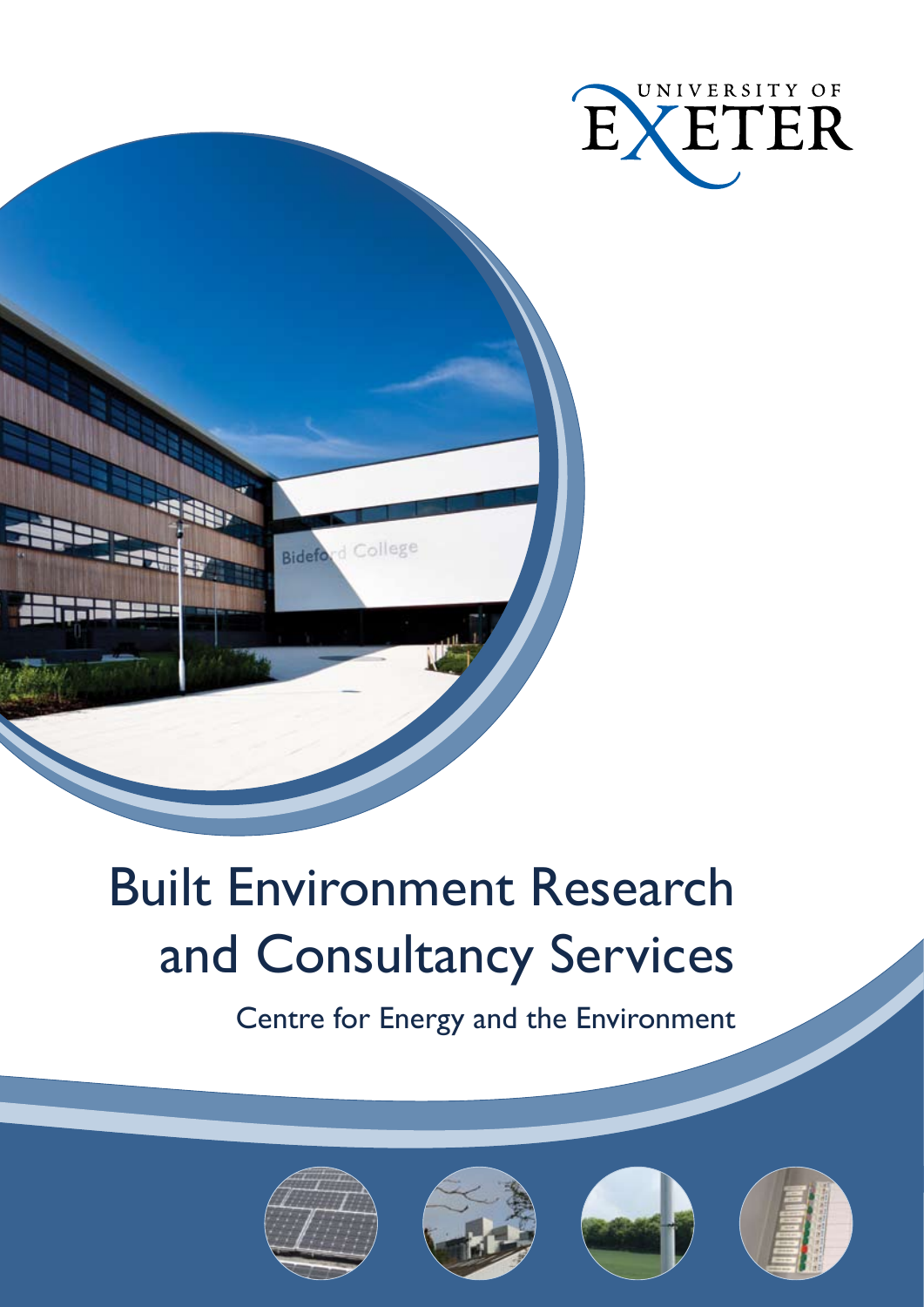UNIVERSITY OF EXETER

# Built Environment Research and Consultancy Services

## Centre for Energy and the Environment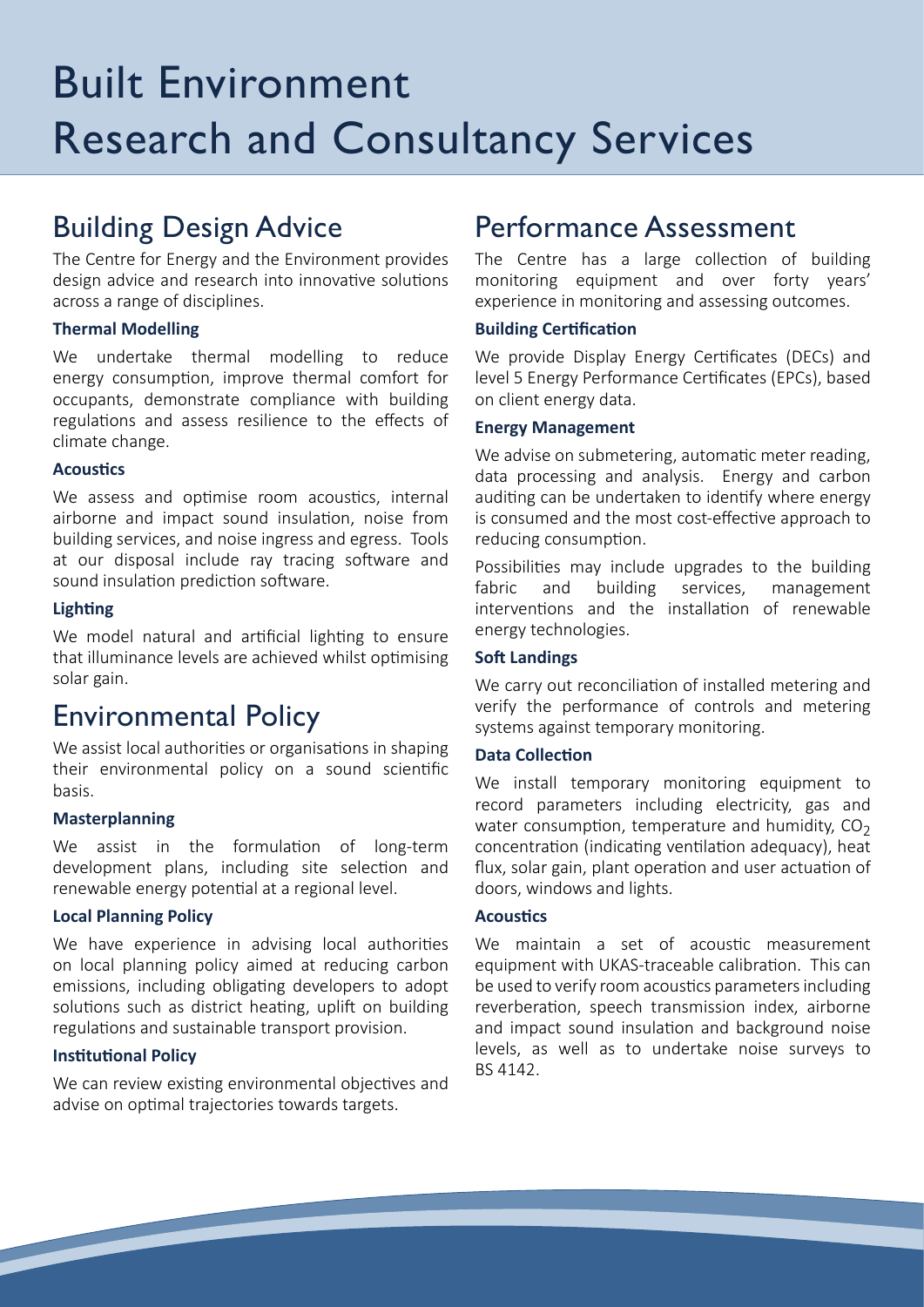# Built Environment Research and Consultancy Services

## Building Design Advice

The Centre for Energy and the Environment provides design advice and research into innovative solutions across a range of disciplines.

### Thermal Modelling

We undertake thermal modelling to reduce energy consumption, improve thermal comfort for occupants, demonstrate compliance with building regulations and assess resilience to the effects of climate change.

### Acoustics

We assess and optimise room acoustics, internal airborne and impact sound insulation, noise from building services, and noise ingress and egress. Tools at our disposal include ray tracing software and sound insulation prediction software.

### Lighting

We model natural and artificial lighting to ensure that illuminance levels are achieved whilst optimising solar gain.

## Environmental Policy

We assist local authorities or organisations in shaping their environmental policy on a sound scientific basis.

### Masterplanning

We assist in the formulation of long-term development plans, including site selection and renewable energy potential at a regional level.

### Local Planning Policy

We have experience in advising local authorities on local planning policy aimed at reducing carbon emissions, including obligating developers to adopt solutions such as district heating, uplift on building regulations and sustainable transport provision.

### Institutional Policy

We can review existing environmental objectives and advise on optimal trajectories towards targets.

## Performance Assessment

The Centre has a large collection of building monitoring equipment and over forty years' experience in monitoring and assessing outcomes.

### Building Certification

We provide Display Energy Certificates (DECs) and level 5 Energy Performance Certificates (EPCs), based on client energy data.

### Energy Management

We advise on submetering, automatic meter reading, data processing and analysis. Energy and carbon auditing can be undertaken to identify where energy is consumed and the most cost-effective approach to reducing consumption.

Possibilities may include upgrades to the building fabric and building services, management interventions and the installation of renewable energy technologies.

### Soft Landings

We carry out reconciliation of installed metering and verify the performance of controls and metering systems against temporary monitoring.

### Data Collection

We install temporary monitoring equipment to record parameters including electricity, gas and water consumption, temperature and humidity, $CO_2$ concentration (indicating ventilation adequacy), heat flux, solar gain, plant operation and user actuation of doors, windows and lights.

### Acoustics

We maintain a set of acoustic measurement equipment with UKAS-traceable calibration. This can be used to verify room acoustics parameters including reverberation, speech transmission index, airborne and impact sound insulation and background noise levels, as well as to undertake noise surveys to BS 4142.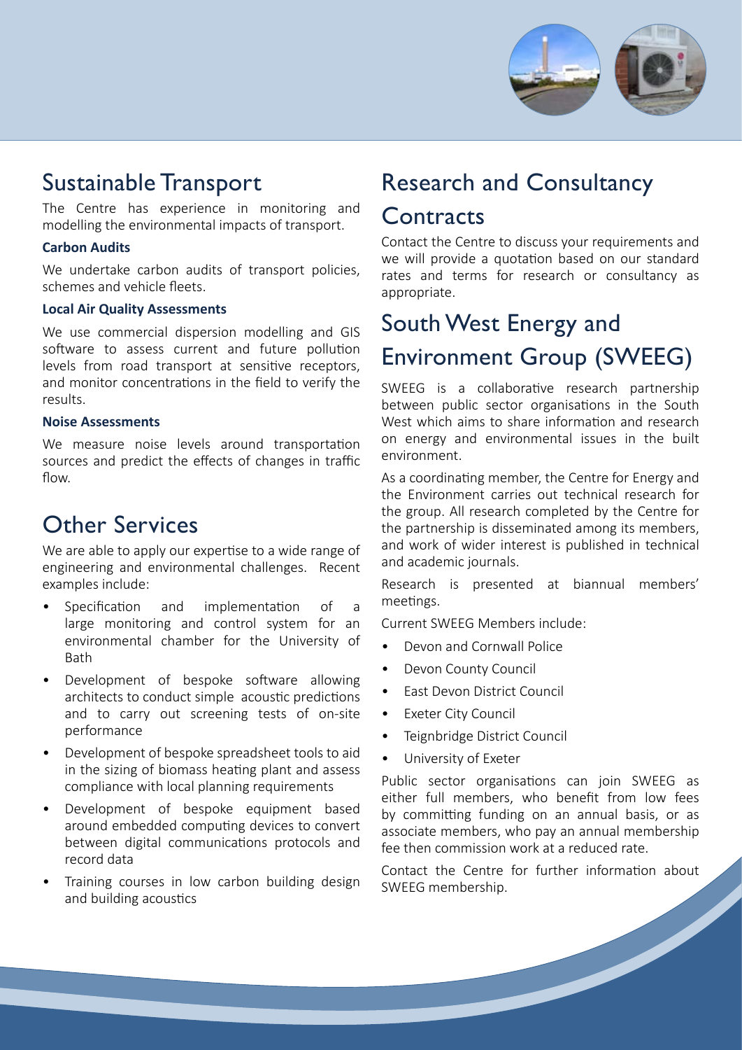## Sustainable Transport

The Centre has experience in monitoring and modelling the environmental impacts of transport.

### Carbon Audits

We undertake carbon audits of transport policies, schemes and vehicle fleets.

### Local Air Quality Assessments

We use commercial dispersion modelling and GIS software to assess current and future pollution levels from road transport at sensitive receptors, and monitor concentrations in the field to verify the results.

### Noise Assessments

We measure noise levels around transportation sources and predict the effects of changes in traffic flow.

## Other Services

We are able to apply our expertise to a wide range of engineering and environmental challenges. Recent examples include:

- Specification and implementation of a large monitoring and control system for an environmental chamber for the University of Bath
- Development of bespoke software allowing architects to conduct simple acoustic predictions and to carry out screening tests of on-site performance
- Development of bespoke spreadsheet tools to aid in the sizing of biomass heating plant and assess compliance with local planning requirements
- Development of bespoke equipment based around embedded computing devices to convert between digital communications protocols and record data
- Training courses in low carbon building design and building acoustics

## Research and Consultancy Contracts

Contact the Centre to discuss your requirements and we will provide a quotation based on our standard rates and terms for research or consultancy as appropriate.

## South West Energy and Environment Group (SWEEG)

SWEEG is a collaborative research partnership between public sector organisations in the South West which aims to share information and research on energy and environmental issues in the built environment.

As a coordinating member, the Centre for Energy and the Environment carries out technical research for the group. All research completed by the Centre for the partnership is disseminated among its members, and work of wider interest is published in technical and academic journals.

Research is presented at biannual members' meetings.

Current SWEEG Members include:

- Devon and Cornwall Police
- Devon County Council
- East Devon District Council
- Exeter City Council
- Teignbridge District Council
- University of Exeter

Public sector organisations can join SWEEG as either full members, who benefit from low fees by committing funding on an annual basis, or as associate members, who pay an annual membership fee then commission work at a reduced rate.

Contact the Centre for further information about SWEEG membership.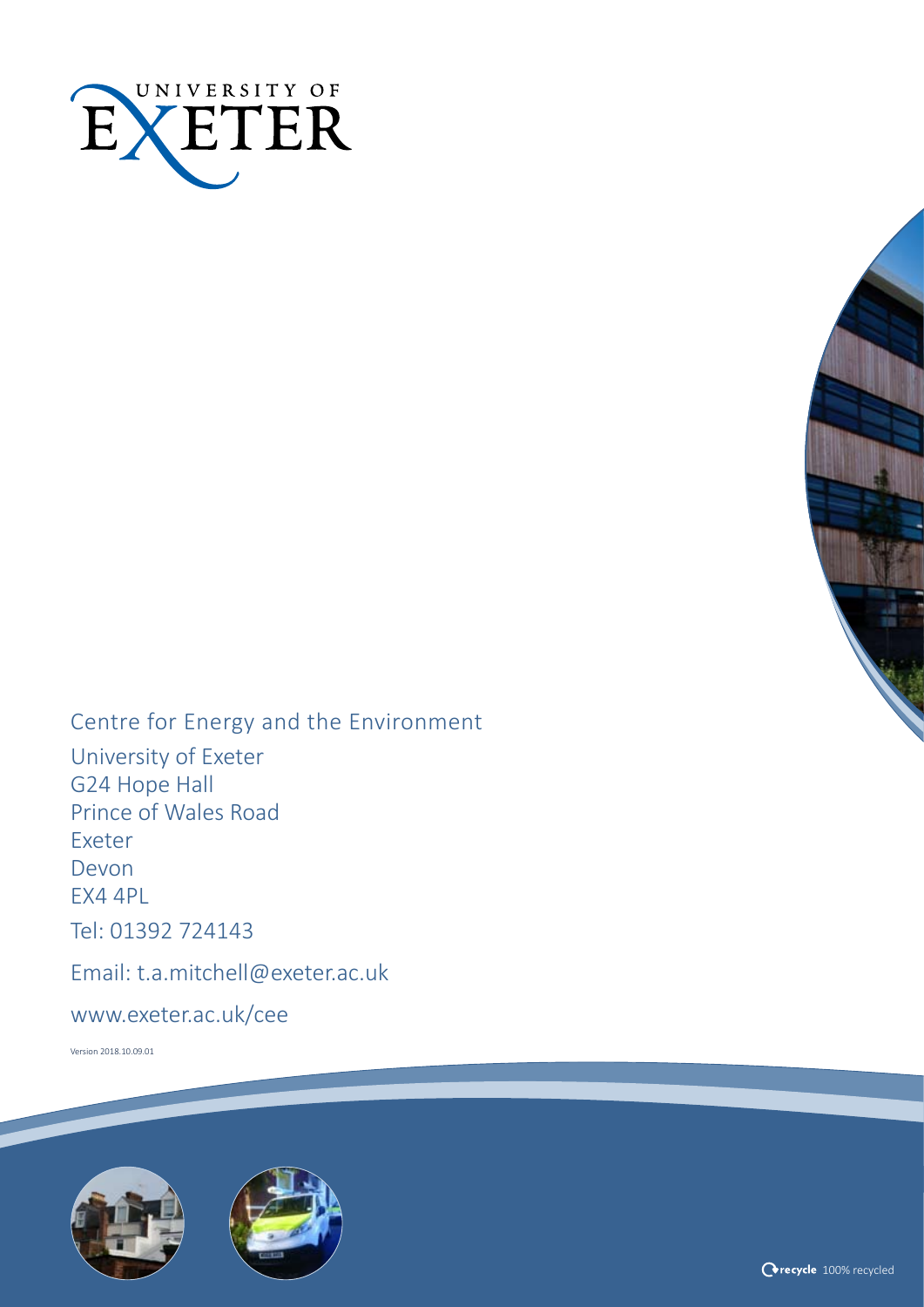UNIVERSITY OF EXETER

Centre for Energy and the Environment

University of Exeter
G24 Hope Hall
Prince of Wales Road
Exeter
Devon
EX4 4PL

Tel: 01392 724143

Email: t.a.mitchell@exeter.ac.uk

www.exeter.ac.uk/cee

Version 2018.10.09.01

recycle 100% recycled